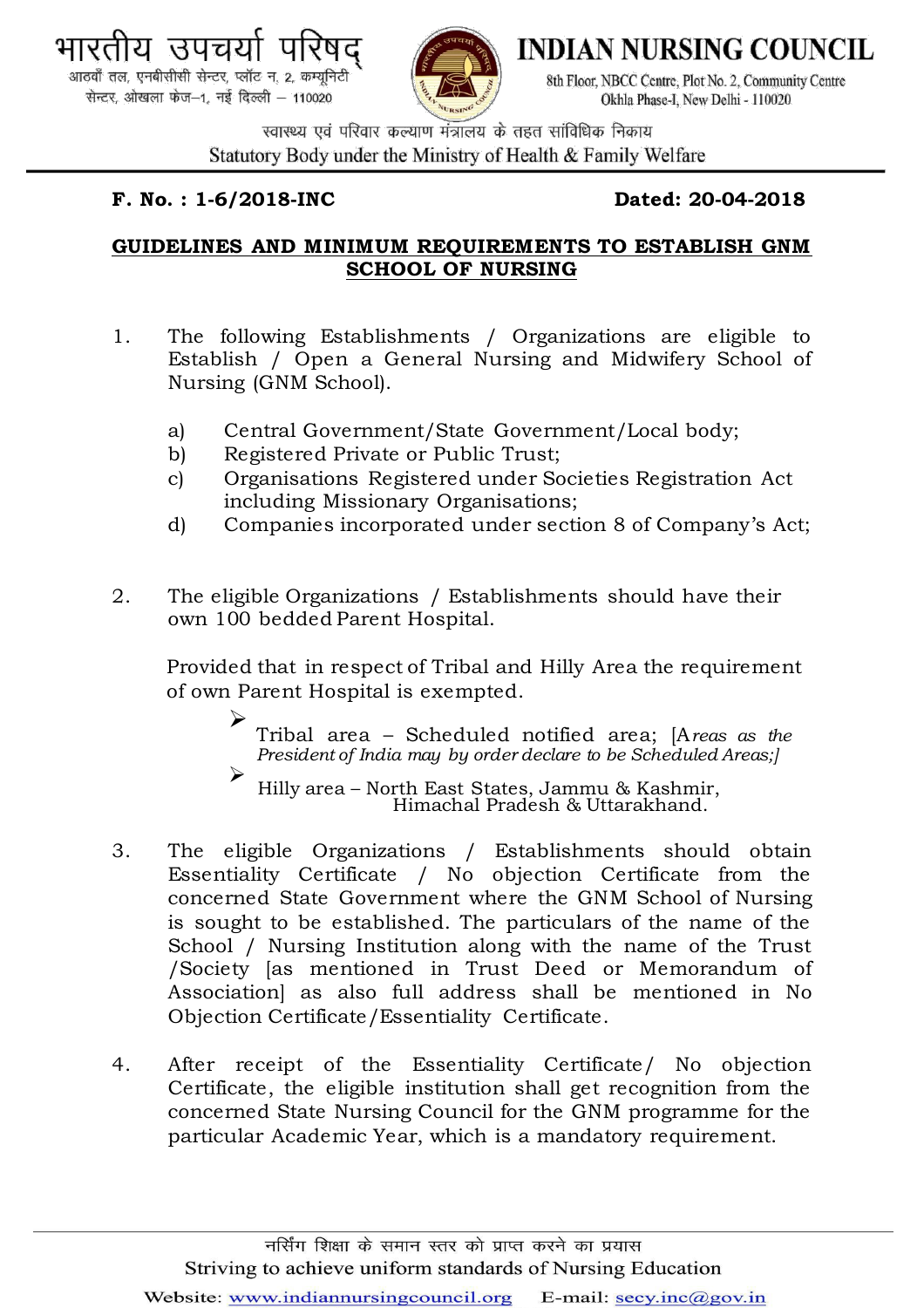भारतीय उपचर्या परिषद्
आठवाँ तल, एनबीसीसी सेन्टर, प्लॉट न. 2, कम्यूनिटी सेन्टर, ओखला फेज–1, नई दिल्ली – 110020

**INDIAN NURSING COUNCIL**
8th Floor, NBCC Centre, Plot No. 2, Community Centre
Okhla Phase-I, New Delhi - 110020

स्वास्थ्य एवं परिवार कल्याण मंत्रालय के तहत सांविधिक निकाय
Statutory Body under the Ministry of Health & Family Welfare

**F. No. : 1-6/2018-INC** **Dated: 20-04-2018**

## GUIDELINES AND MINIMUM REQUIREMENTS TO ESTABLISH GNM SCHOOL OF NURSING

1. The following Establishments / Organizations are eligible to Establish / Open a General Nursing and Midwifery School of Nursing (GNM School).

   a) Central Government/State Government/Local body;
   b) Registered Private or Public Trust;
   c) Organisations Registered under Societies Registration Act including Missionary Organisations;
   d) Companies incorporated under section 8 of Company's Act;

2. The eligible Organizations / Establishments should have their own 100 bedded Parent Hospital.

   Provided that in respect of Tribal and Hilly Area the requirement of own Parent Hospital is exempted.

   - Tribal area – Scheduled notified area; [*Areas as the President of India may by order declare to be Scheduled Areas;*]
   - Hilly area – North East States, Jammu & Kashmir, Himachal Pradesh & Uttarakhand.

3. The eligible Organizations / Establishments should obtain Essentiality Certificate / No objection Certificate from the concerned State Government where the GNM School of Nursing is sought to be established. The particulars of the name of the School / Nursing Institution along with the name of the Trust /Society [as mentioned in Trust Deed or Memorandum of Association] as also full address shall be mentioned in No Objection Certificate/Essentiality Certificate.

4. After receipt of the Essentiality Certificate/ No objection Certificate, the eligible institution shall get recognition from the concerned State Nursing Council for the GNM programme for the particular Academic Year, which is a mandatory requirement.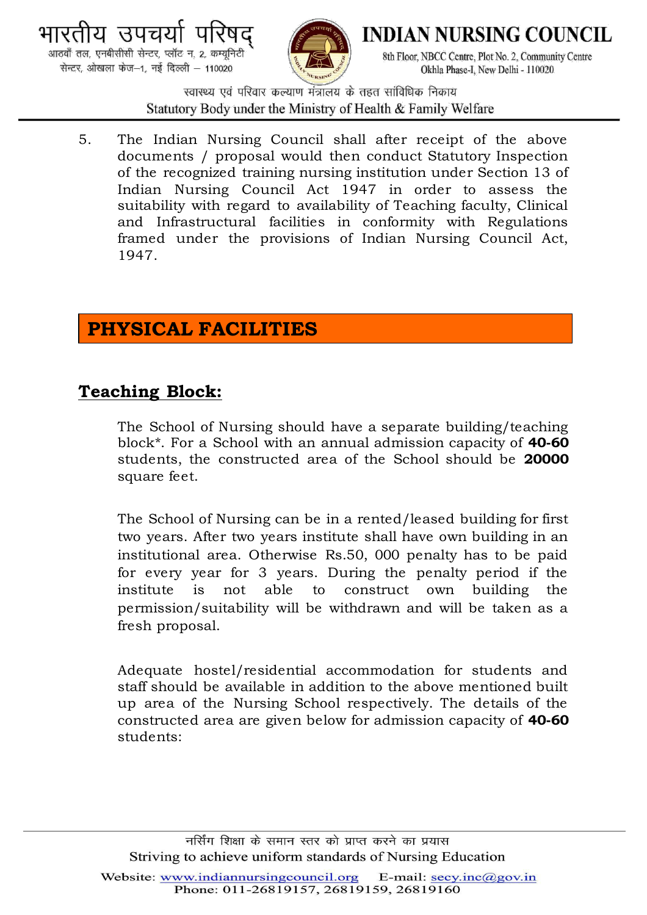5. The Indian Nursing Council shall after receipt of the above documents / proposal would then conduct Statutory Inspection of the recognized training nursing institution under Section 13 of Indian Nursing Council Act 1947 in order to assess the suitability with regard to availability of Teaching faculty, Clinical and Infrastructural facilities in conformity with Regulations framed under the provisions of Indian Nursing Council Act, 1947.

## PHYSICAL FACILITIES

### Teaching Block:

The School of Nursing should have a separate building/teaching block*. For a School with an annual admission capacity of **40-60** students, the constructed area of the School should be **20000** square feet.

The School of Nursing can be in a rented/leased building for first two years. After two years institute shall have own building in an institutional area. Otherwise Rs.50, 000 penalty has to be paid for every year for 3 years. During the penalty period if the institute is not able to construct own building the permission/suitability will be withdrawn and will be taken as a fresh proposal.

Adequate hostel/residential accommodation for students and staff should be available in addition to the above mentioned built up area of the Nursing School respectively. The details of the constructed area are given below for admission capacity of **40-60** students: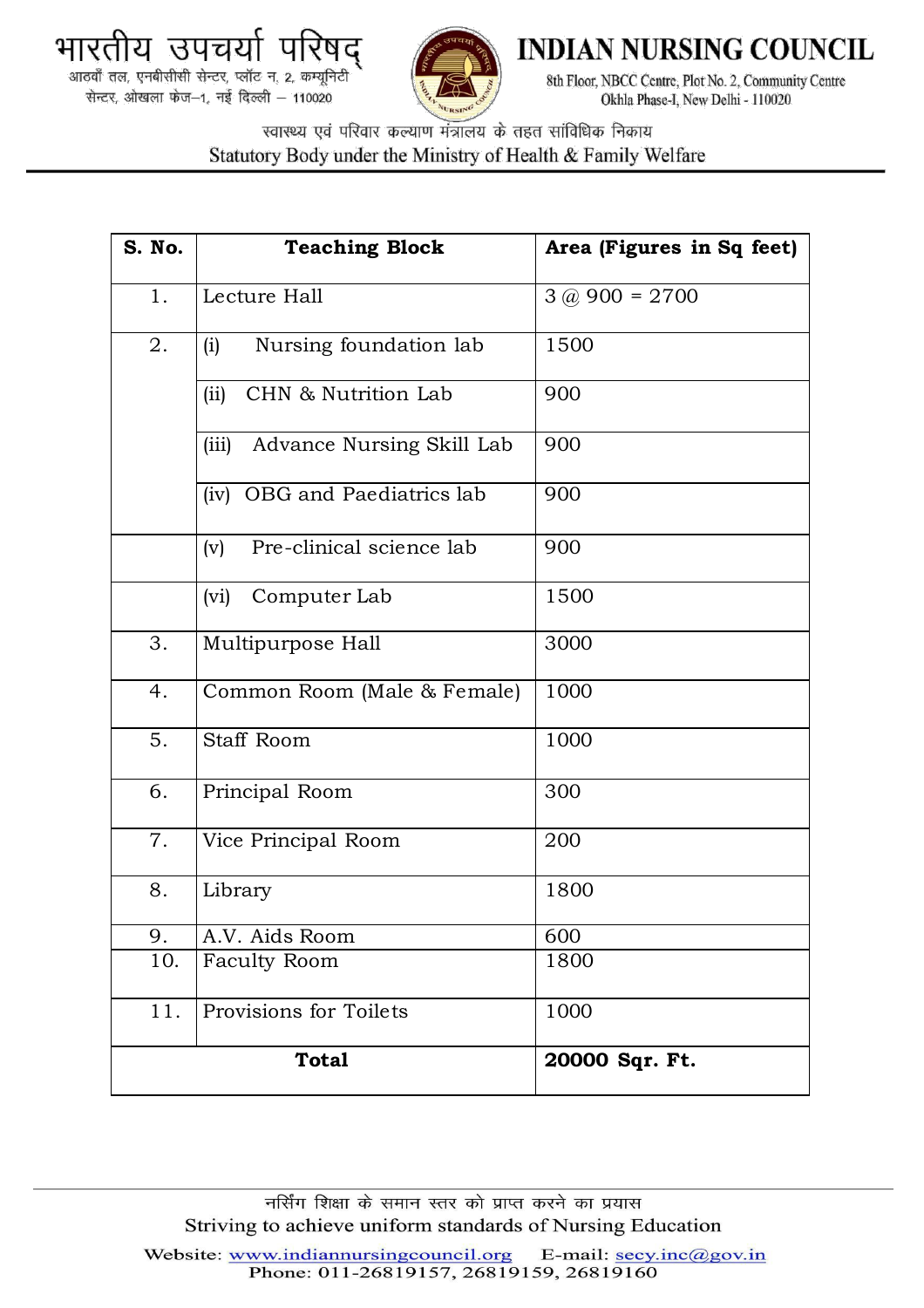| S. No. | Teaching Block | Area (Figures in Sq feet) |
|---|---|---|
| 1. | Lecture Hall | 3 @ 900 = 2700 |
| 2. | (i) Nursing foundation lab | 1500 |
| | (ii) CHN & Nutrition Lab | 900 |
| | (iii) Advance Nursing Skill Lab | 900 |
| | (iv) OBG and Paediatrics lab | 900 |
| | (v) Pre-clinical science lab | 900 |
| | (vi) Computer Lab | 1500 |
| 3. | Multipurpose Hall | 3000 |
| 4. | Common Room (Male & Female) | 1000 |
| 5. | Staff Room | 1000 |
| 6. | Principal Room | 300 |
| 7. | Vice Principal Room | 200 |
| 8. | Library | 1800 |
| 9. | A.V. Aids Room | 600 |
| 10. | Faculty Room | 1800 |
| 11. | Provisions for Toilets | 1000 |
| **Total** | | **20000 Sqr. Ft.** |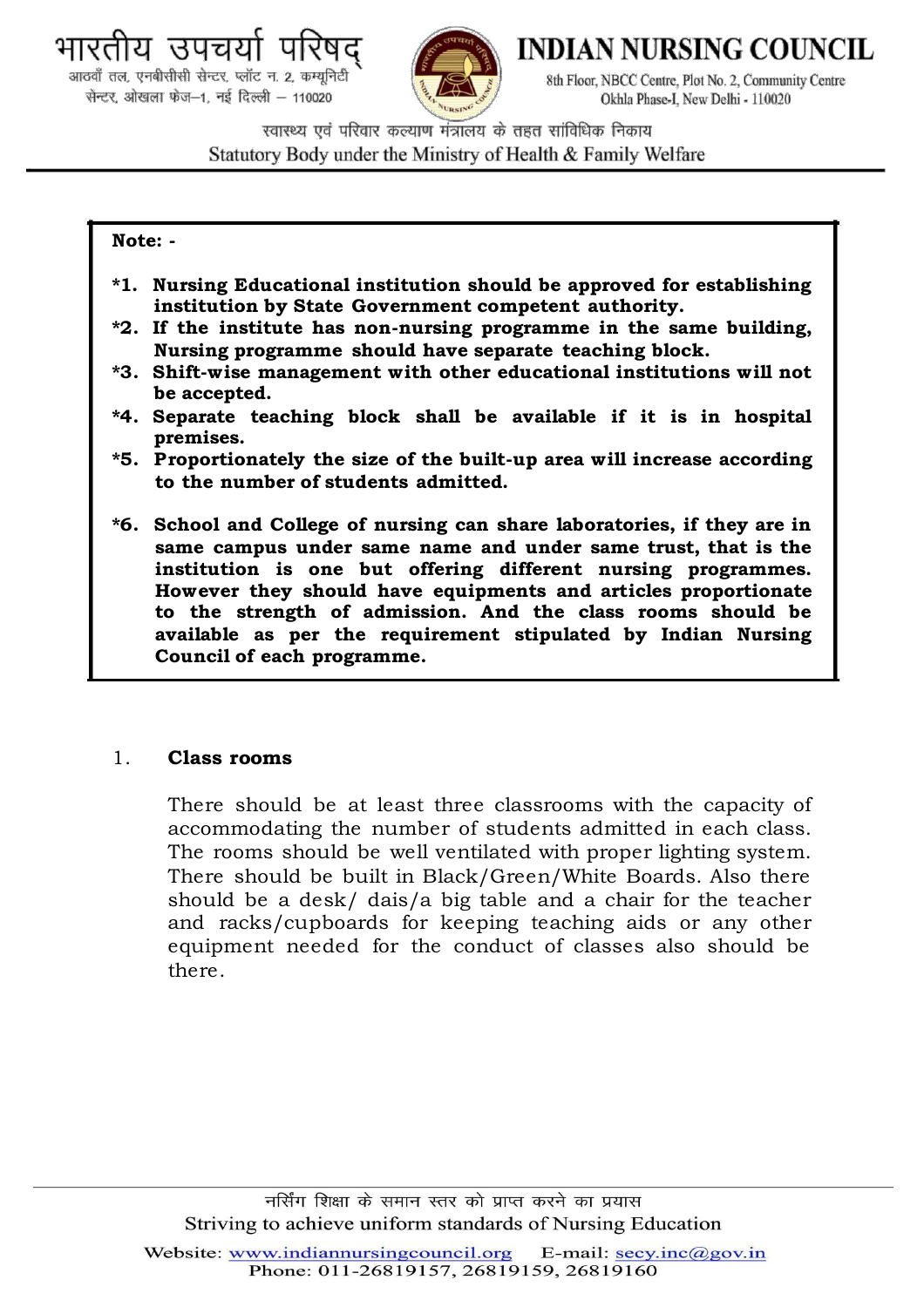**Note: -**

**\*1. Nursing Educational institution should be approved for establishing institution by State Government competent authority.**

**\*2. If the institute has non-nursing programme in the same building, Nursing programme should have separate teaching block.**

**\*3. Shift-wise management with other educational institutions will not be accepted.**

**\*4. Separate teaching block shall be available if it is in hospital premises.**

**\*5. Proportionately the size of the built-up area will increase according to the number of students admitted.**

**\*6. School and College of nursing can share laboratories, if they are in same campus under same name and under same trust, that is the institution is one but offering different nursing programmes. However they should have equipments and articles proportionate to the strength of admission. And the class rooms should be available as per the requirement stipulated by Indian Nursing Council of each programme.**

1. **Class rooms**

   There should be at least three classrooms with the capacity of accommodating the number of students admitted in each class. The rooms should be well ventilated with proper lighting system. There should be built in Black/Green/White Boards. Also there should be a desk/ dais/a big table and a chair for the teacher and racks/cupboards for keeping teaching aids or any other equipment needed for the conduct of classes also should be there.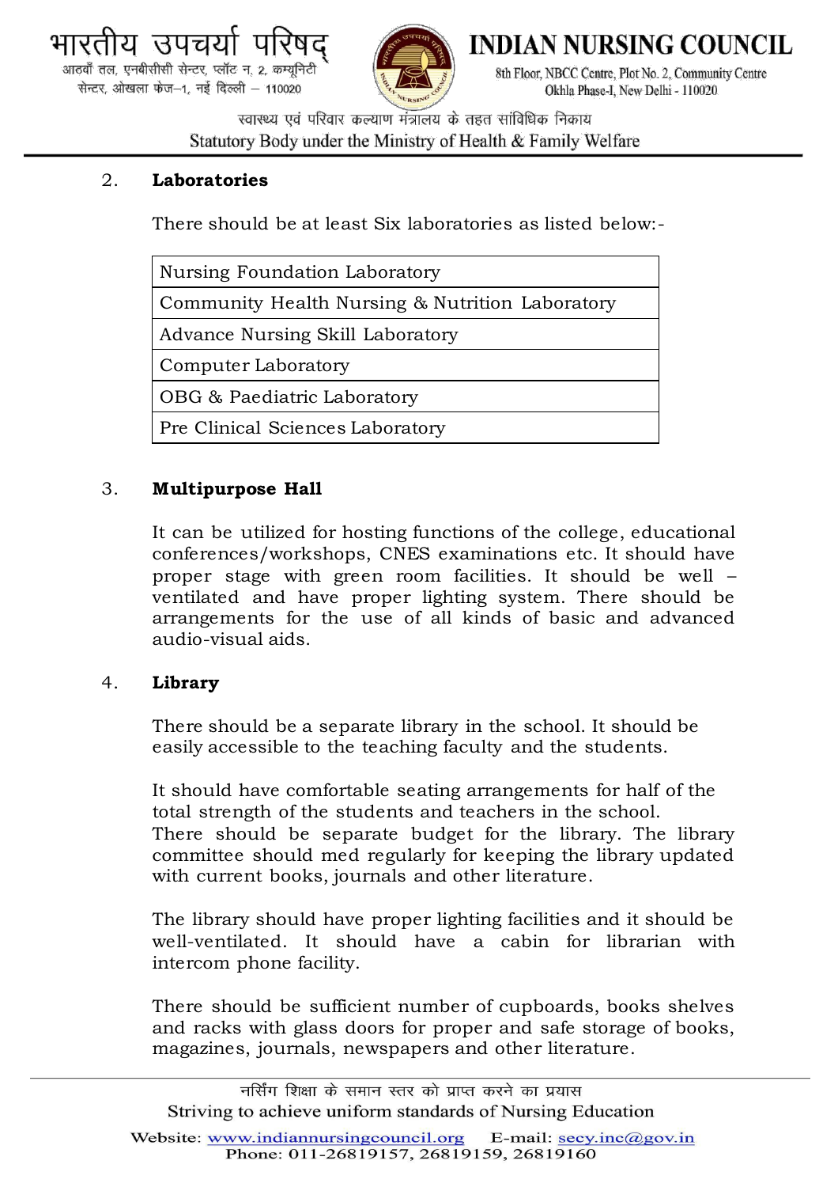2. **Laboratories**

There should be at least Six laboratories as listed below:-

| Nursing Foundation Laboratory |
|---|
| Community Health Nursing & Nutrition Laboratory |
| Advance Nursing Skill Laboratory |
| Computer Laboratory |
| OBG & Paediatric Laboratory |
| Pre Clinical Sciences Laboratory |

3. **Multipurpose Hall**

It can be utilized for hosting functions of the college, educational conferences/workshops, CNES examinations etc. It should have proper stage with green room facilities. It should be well – ventilated and have proper lighting system. There should be arrangements for the use of all kinds of basic and advanced audio-visual aids.

4. **Library**

There should be a separate library in the school. It should be easily accessible to the teaching faculty and the students.

It should have comfortable seating arrangements for half of the total strength of the students and teachers in the school. There should be separate budget for the library. The library committee should med regularly for keeping the library updated with current books, journals and other literature.

The library should have proper lighting facilities and it should be well-ventilated. It should have a cabin for librarian with intercom phone facility.

There should be sufficient number of cupboards, books shelves and racks with glass doors for proper and safe storage of books, magazines, journals, newspapers and other literature.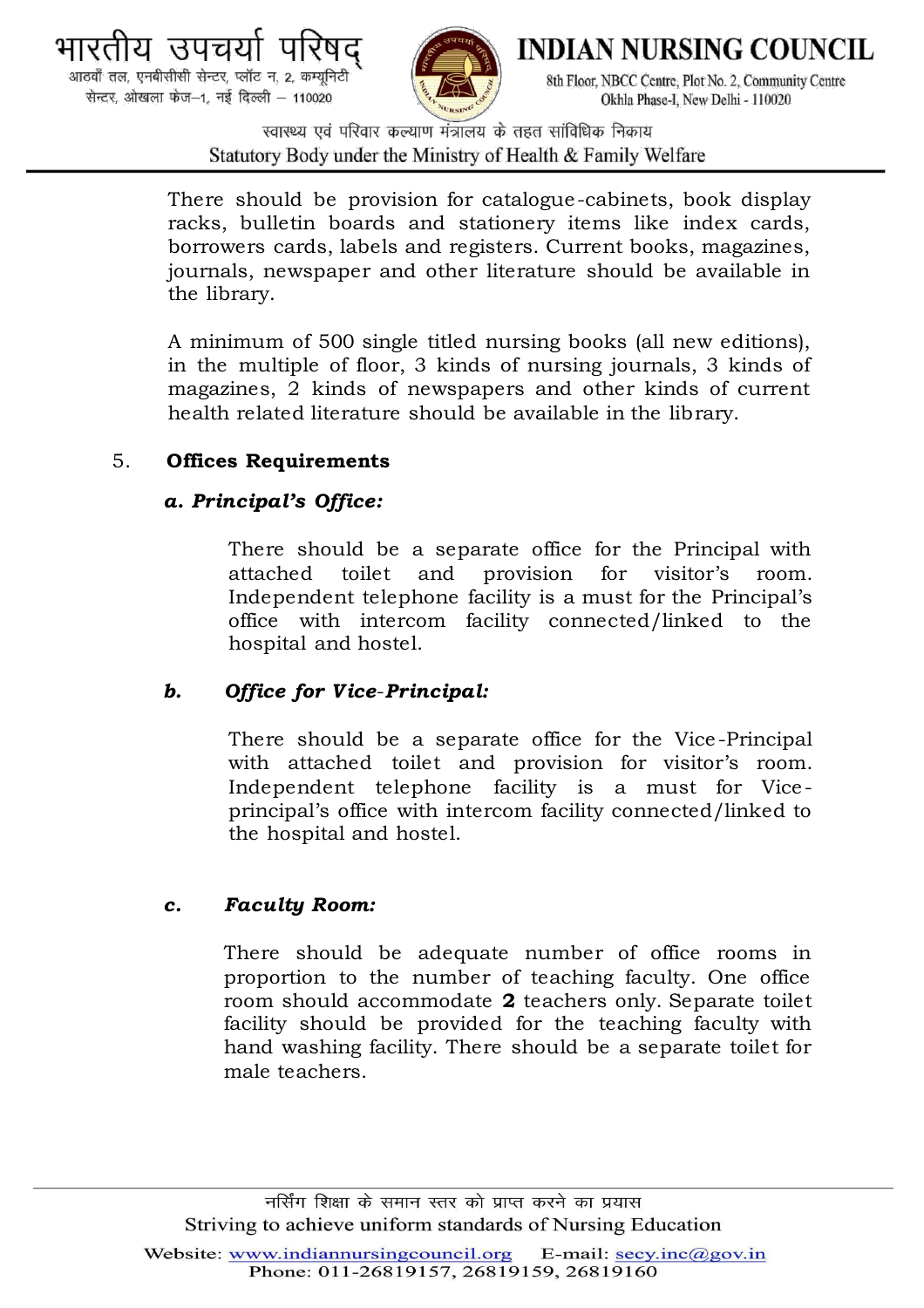There should be provision for catalogue-cabinets, book display racks, bulletin boards and stationery items like index cards, borrowers cards, labels and registers. Current books, magazines, journals, newspaper and other literature should be available in the library.

A minimum of 500 single titled nursing books (all new editions), in the multiple of floor, 3 kinds of nursing journals, 3 kinds of magazines, 2 kinds of newspapers and other kinds of current health related literature should be available in the library.

5. **Offices Requirements**

***a. Principal's Office:***

There should be a separate office for the Principal with attached toilet and provision for visitor's room. Independent telephone facility is a must for the Principal's office with intercom facility connected/linked to the hospital and hostel.

***b. Office for Vice-Principal:***

There should be a separate office for the Vice-Principal with attached toilet and provision for visitor's room. Independent telephone facility is a must for Vice-principal's office with intercom facility connected/linked to the hospital and hostel.

***c. Faculty Room:***

There should be adequate number of office rooms in proportion to the number of teaching faculty. One office room should accommodate **2** teachers only. Separate toilet facility should be provided for the teaching faculty with hand washing facility. There should be a separate toilet for male teachers.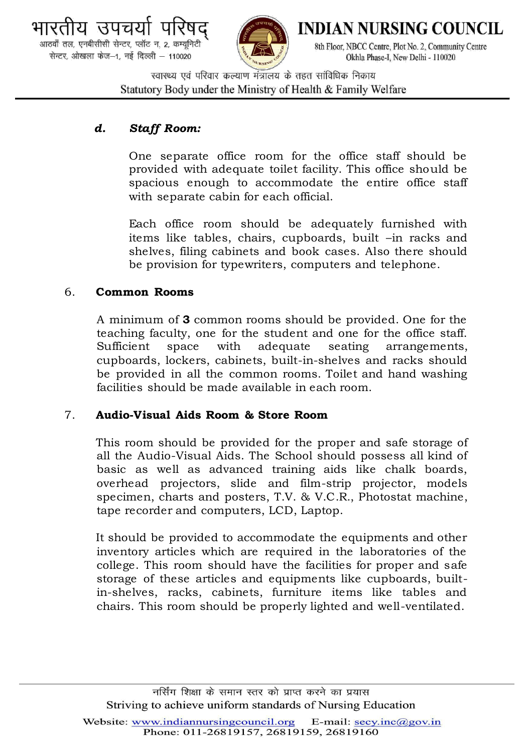***d. Staff Room:***

One separate office room for the office staff should be provided with adequate toilet facility. This office should be spacious enough to accommodate the entire office staff with separate cabin for each official.

Each office room should be adequately furnished with items like tables, chairs, cupboards, built –in racks and shelves, filing cabinets and book cases. Also there should be provision for typewriters, computers and telephone.

## 6. Common Rooms

A minimum of **3** common rooms should be provided. One for the teaching faculty, one for the student and one for the office staff. Sufficient space with adequate seating arrangements, cupboards, lockers, cabinets, built-in-shelves and racks should be provided in all the common rooms. Toilet and hand washing facilities should be made available in each room.

## 7. Audio-Visual Aids Room & Store Room

This room should be provided for the proper and safe storage of all the Audio-Visual Aids. The School should possess all kind of basic as well as advanced training aids like chalk boards, overhead projectors, slide and film-strip projector, models specimen, charts and posters, T.V. & V.C.R., Photostat machine, tape recorder and computers, LCD, Laptop.

It should be provided to accommodate the equipments and other inventory articles which are required in the laboratories of the college. This room should have the facilities for proper and safe storage of these articles and equipments like cupboards, built-in-shelves, racks, cabinets, furniture items like tables and chairs. This room should be properly lighted and well-ventilated.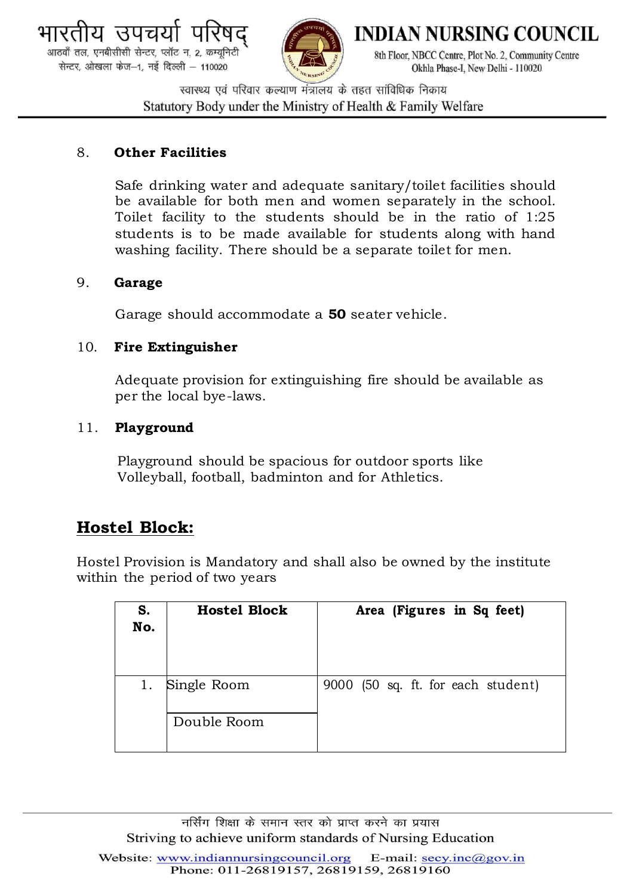8. **Other Facilities**

 Safe drinking water and adequate sanitary/toilet facilities should be available for both men and women separately in the school. Toilet facility to the students should be in the ratio of 1:25 students is to be made available for students along with hand washing facility. There should be a separate toilet for men.

9. **Garage**

 Garage should accommodate a **50** seater vehicle.

10. **Fire Extinguisher**

 Adequate provision for extinguishing fire should be available as per the local bye-laws.

11. **Playground**

 Playground should be spacious for outdoor sports like Volleyball, football, badminton and for Athletics.

## <u>Hostel Block:</u>

Hostel Provision is Mandatory and shall also be owned by the institute within the period of two years

| S. No. | Hostel Block | Area (Figures in Sq feet) |
|---|---|---|
| 1. | Single Room | 9000 (50 sq. ft. for each student) |
| | Double Room | |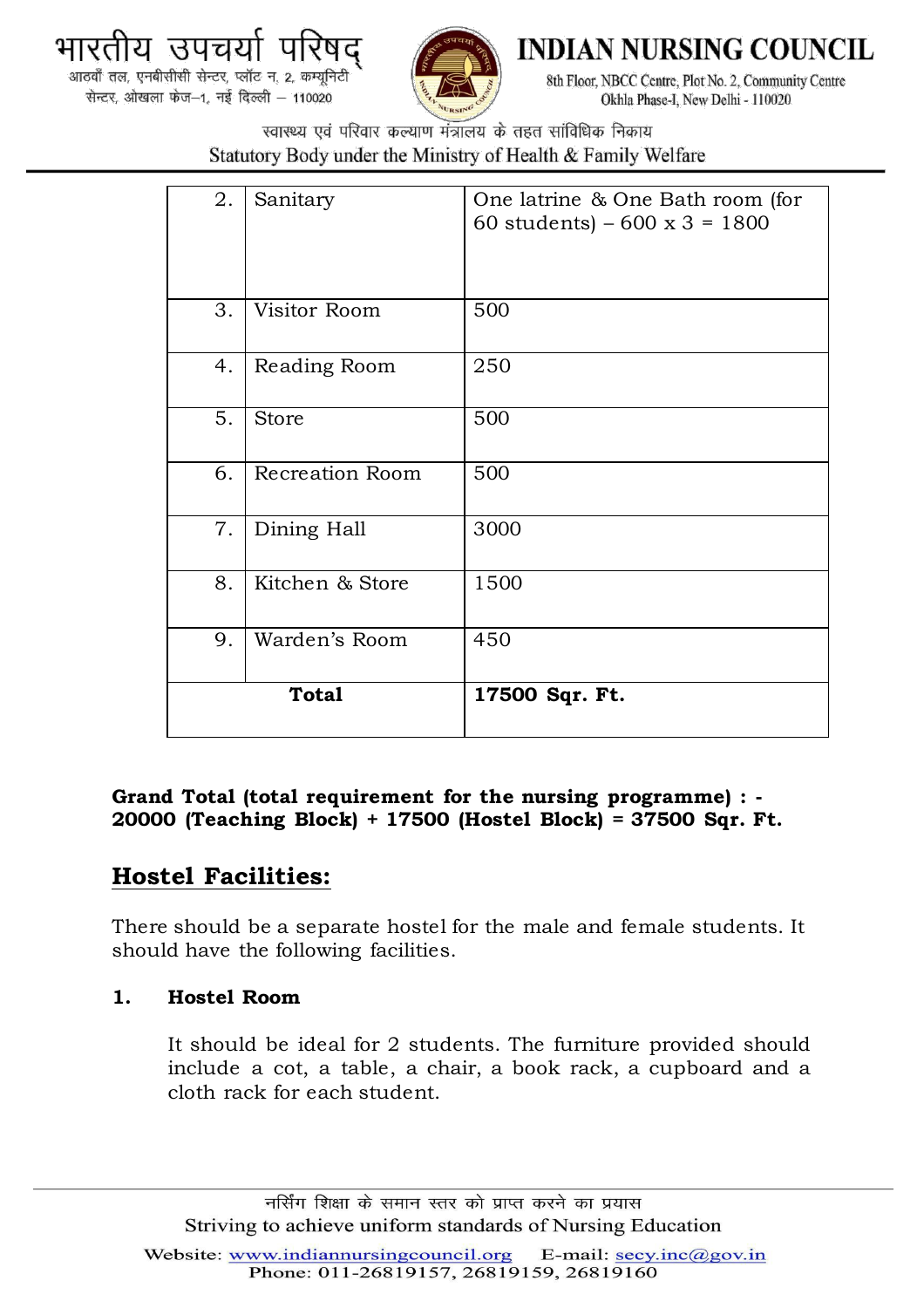| | | |
|---|---|---|
| 2. | Sanitary | One latrine & One Bath room (for 60 students) – 600 x 3 = 1800 |
| 3. | Visitor Room | 500 |
| 4. | Reading Room | 250 |
| 5. | Store | 500 |
| 6. | Recreation Room | 500 |
| 7. | Dining Hall | 3000 |
| 8. | Kitchen & Store | 1500 |
| 9. | Warden's Room | 450 |
| | **Total** | **17500 Sqr. Ft.** |

**Grand Total (total requirement for the nursing programme) : - 20000 (Teaching Block) + 17500 (Hostel Block) = 37500 Sqr. Ft.**

## Hostel Facilities:

There should be a separate hostel for the male and female students. It should have the following facilities.

**1. Hostel Room**

It should be ideal for 2 students. The furniture provided should include a cot, a table, a chair, a book rack, a cupboard and a cloth rack for each student.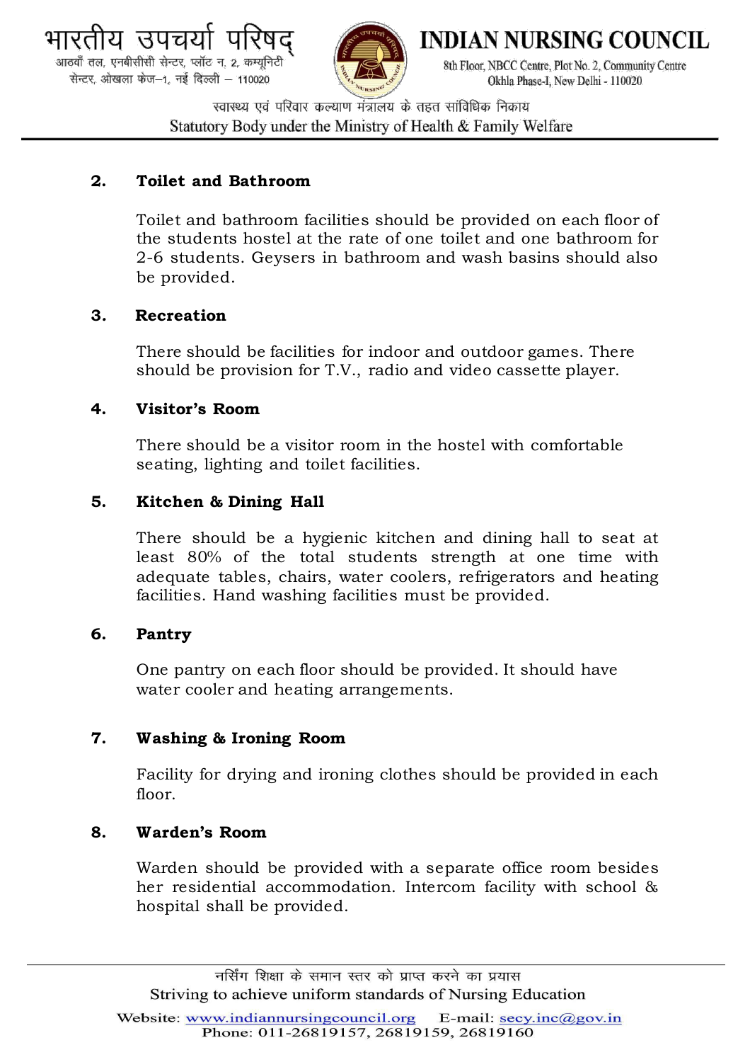**2. Toilet and Bathroom**

Toilet and bathroom facilities should be provided on each floor of the students hostel at the rate of one toilet and one bathroom for 2-6 students. Geysers in bathroom and wash basins should also be provided.

**3. Recreation**

There should be facilities for indoor and outdoor games. There should be provision for T.V., radio and video cassette player.

**4. Visitor's Room**

There should be a visitor room in the hostel with comfortable seating, lighting and toilet facilities.

**5. Kitchen & Dining Hall**

There should be a hygienic kitchen and dining hall to seat at least 80% of the total students strength at one time with adequate tables, chairs, water coolers, refrigerators and heating facilities. Hand washing facilities must be provided.

**6. Pantry**

One pantry on each floor should be provided. It should have water cooler and heating arrangements.

**7. Washing & Ironing Room**

Facility for drying and ironing clothes should be provided in each floor.

**8. Warden's Room**

Warden should be provided with a separate office room besides her residential accommodation. Intercom facility with school & hospital shall be provided.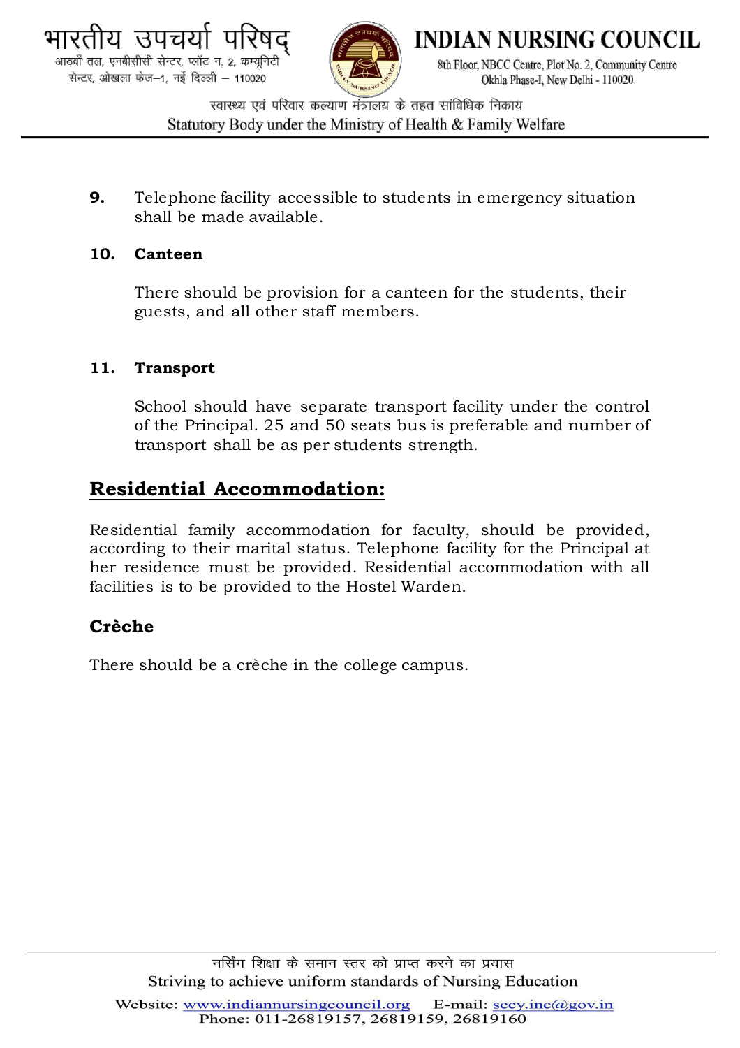9. Telephone facility accessible to students in emergency situation shall be made available.

10. **Canteen**

    There should be provision for a canteen for the students, their guests, and all other staff members.

11. **Transport**

    School should have separate transport facility under the control of the Principal. 25 and 50 seats bus is preferable and number of transport shall be as per students strength.

## Residential Accommodation:

Residential family accommodation for faculty, should be provided, according to their marital status. Telephone facility for the Principal at her residence must be provided. Residential accommodation with all facilities is to be provided to the Hostel Warden.

### Crèche

There should be a crèche in the college campus.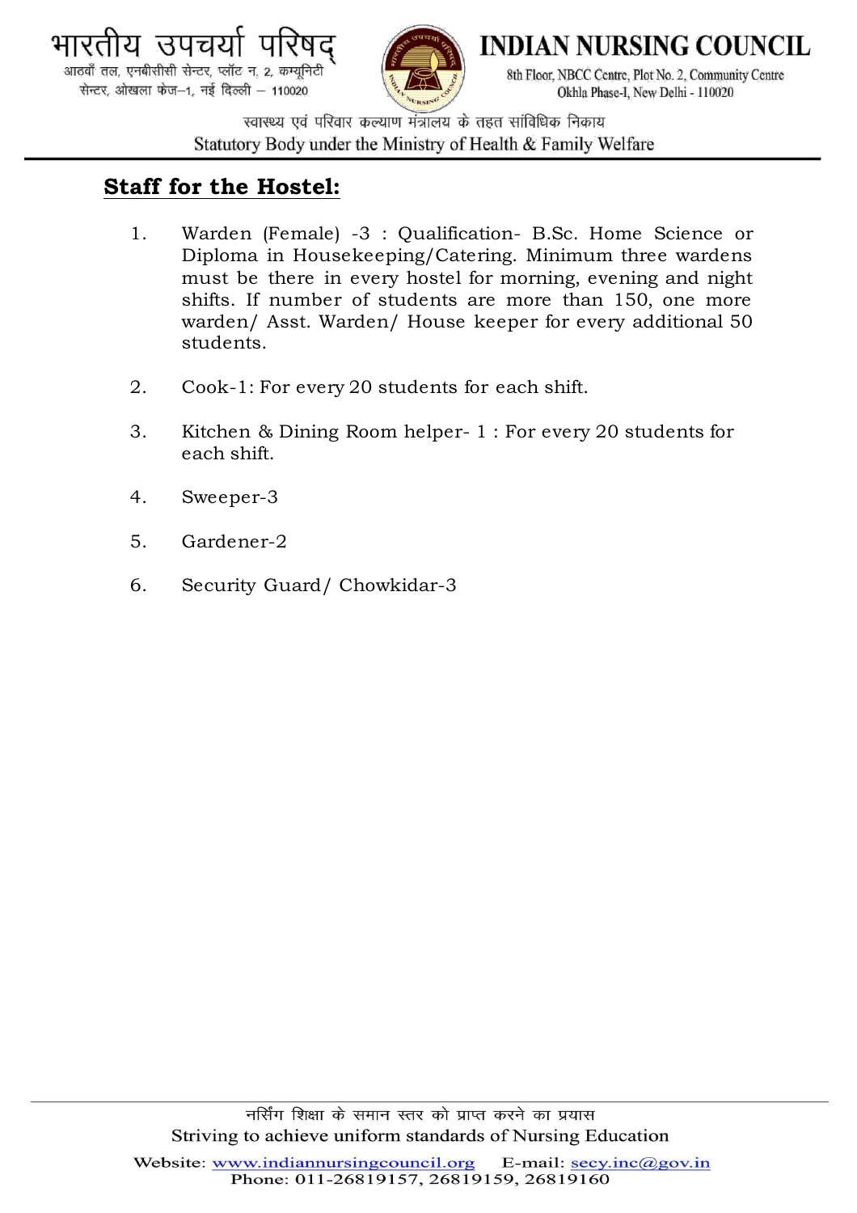**Staff for the Hostel:**

1. Warden (Female) -3 : Qualification- B.Sc. Home Science or Diploma in Housekeeping/Catering. Minimum three wardens must be there in every hostel for morning, evening and night shifts. If number of students are more than 150, one more warden/ Asst. Warden/ House keeper for every additional 50 students.

2. Cook-1: For every 20 students for each shift.

3. Kitchen & Dining Room helper- 1 : For every 20 students for each shift.

4. Sweeper-3

5. Gardener-2

6. Security Guard/ Chowkidar-3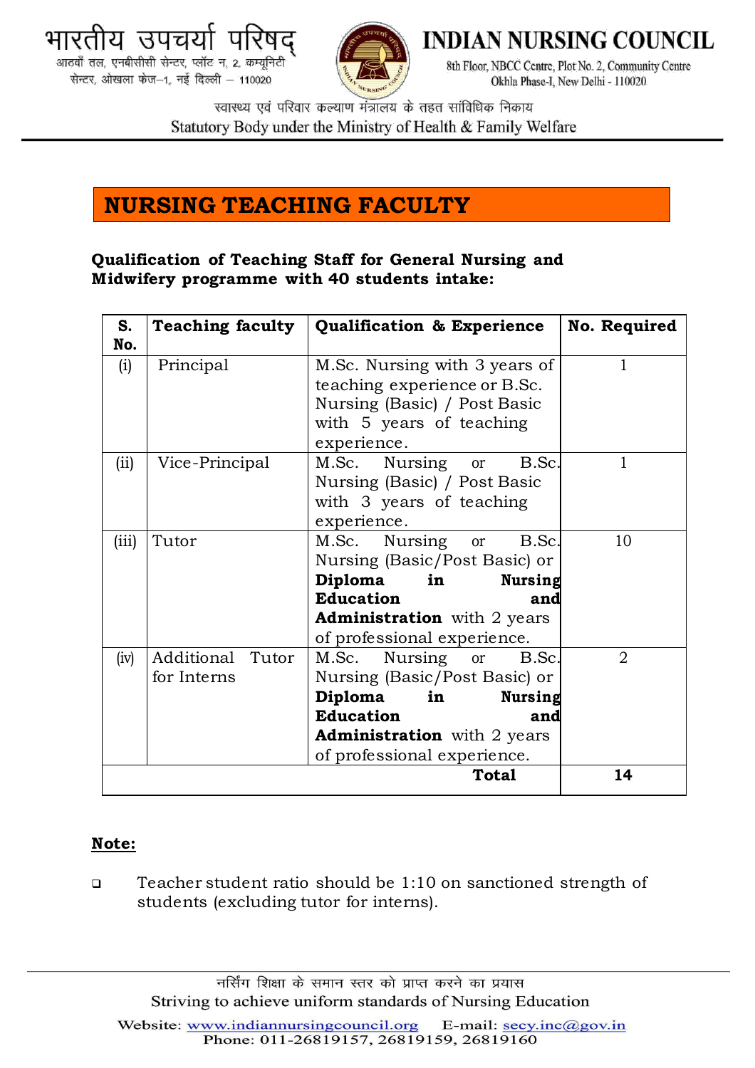## NURSING TEACHING FACULTY

**Qualification of Teaching Staff for General Nursing and Midwifery programme with 40 students intake:**

| S. No. | Teaching faculty | Qualification & Experience | No. Required |
|---|---|---|---|
| (i) | Principal | M.Sc. Nursing with 3 years of teaching experience or B.Sc. Nursing (Basic) / Post Basic with 5 years of teaching experience. | 1 |
| (ii) | Vice-Principal | M.Sc. Nursing or B.Sc. Nursing (Basic) / Post Basic with 3 years of teaching experience. | 1 |
| (iii) | Tutor | M.Sc. Nursing or B.Sc. Nursing (Basic/Post Basic) or **Diploma in Nursing Education and Administration** with 2 years of professional experience. | 10 |
| (iv) | Additional Tutor for Interns | M.Sc. Nursing or B.Sc. Nursing (Basic/Post Basic) or **Diploma in Nursing Education and Administration** with 2 years of professional experience. | 2 |
| | | **Total** | **14** |

**Note:**

- Teacher student ratio should be 1:10 on sanctioned strength of students (excluding tutor for interns).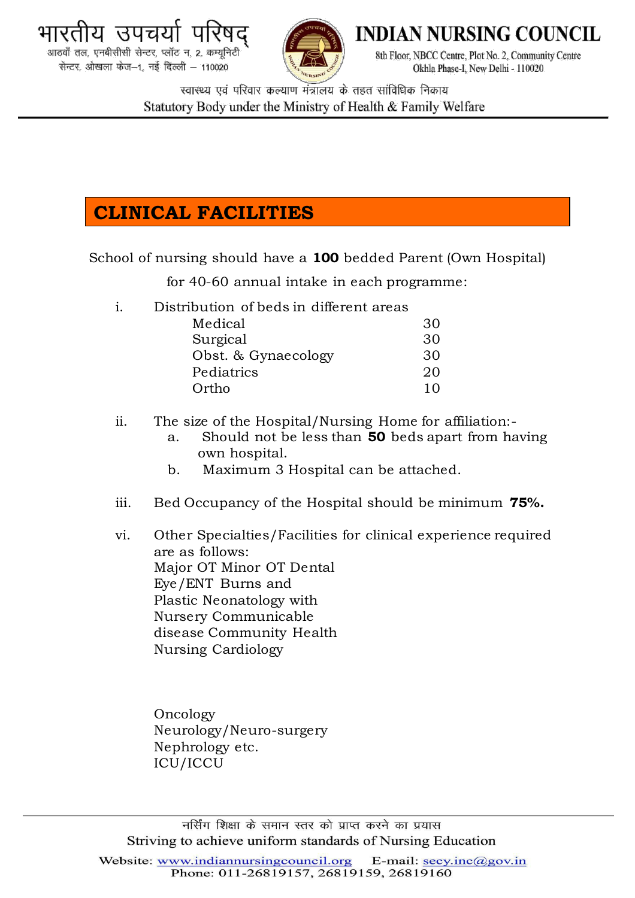## CLINICAL FACILITIES

School of nursing should have a **100** bedded Parent (Own Hospital) for 40-60 annual intake in each programme:

i. Distribution of beds in different areas

| | |
|---|---|
| Medical | 30 |
| Surgical | 30 |
| Obst. & Gynaecology | 30 |
| Pediatrics | 20 |
| Ortho | 10 |

ii. The size of the Hospital/Nursing Home for affiliation:-

a. Should not be less than **50** beds apart from having own hospital.

b. Maximum 3 Hospital can be attached.

iii. Bed Occupancy of the Hospital should be minimum **75%.**

vi. Other Specialties/Facilities for clinical experience required are as follows:
Major OT Minor OT Dental
Eye/ENT Burns and
Plastic Neonatology with
Nursery Communicable
disease Community Health
Nursing Cardiology

Oncology
Neurology/Neuro-surgery
Nephrology etc.
ICU/ICCU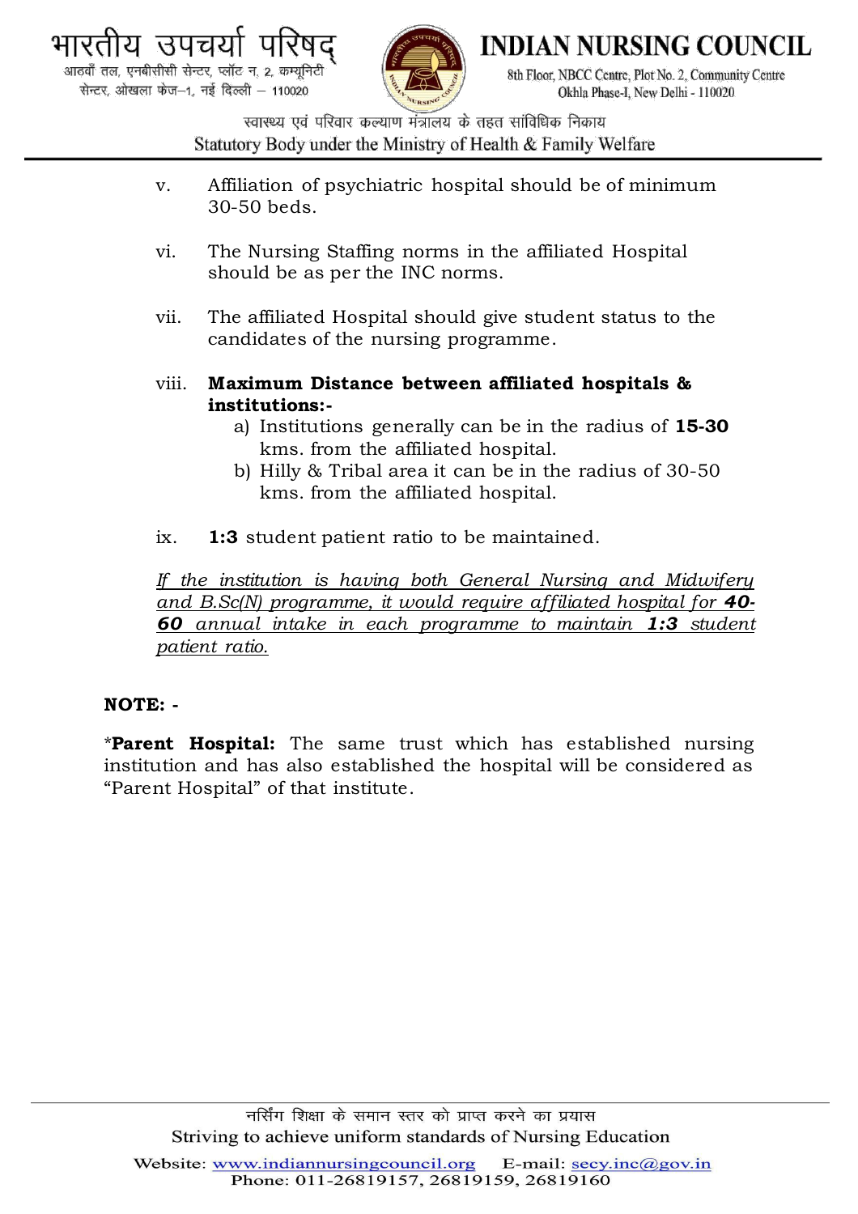v. Affiliation of psychiatric hospital should be of minimum 30-50 beds.

vi. The Nursing Staffing norms in the affiliated Hospital should be as per the INC norms.

vii. The affiliated Hospital should give student status to the candidates of the nursing programme.

viii. **Maximum Distance between affiliated hospitals & institutions:-**
   a) Institutions generally can be in the radius of **15-30** kms. from the affiliated hospital.
   b) Hilly & Tribal area it can be in the radius of 30-50 kms. from the affiliated hospital.

ix. **1:3** student patient ratio to be maintained.

*If the institution is having both General Nursing and Midwifery and B.Sc(N) programme, it would require affiliated hospital for **40-60** annual intake in each programme to maintain **1:3** student patient ratio.*

**NOTE: -**

\***Parent Hospital:** The same trust which has established nursing institution and has also established the hospital will be considered as "Parent Hospital" of that institute.